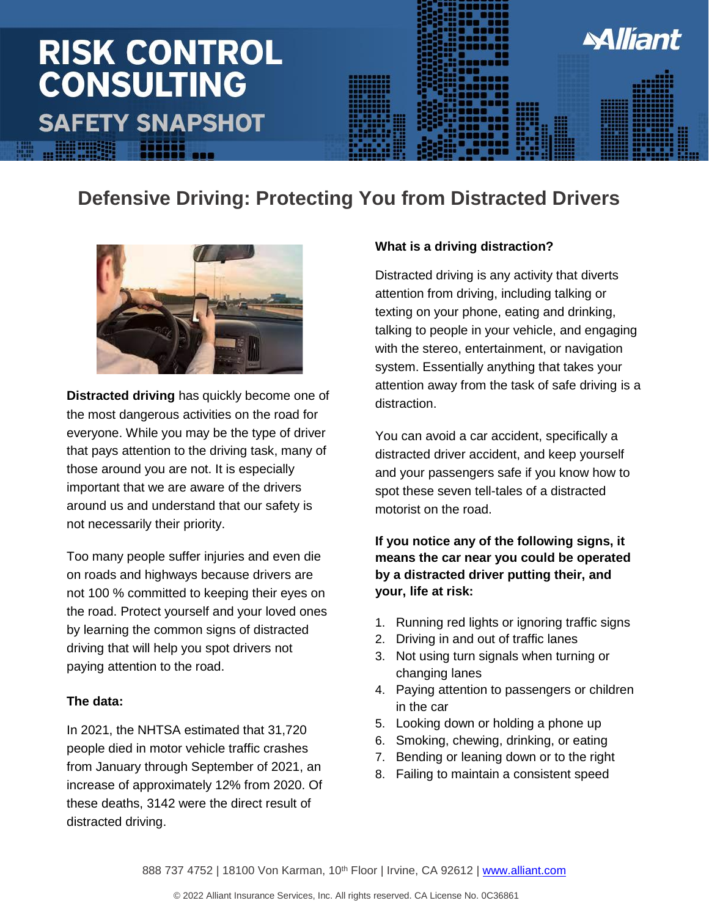RISK CONTROL CONSULTING

SAFETY SNAPSHOT

# Defensive Driving: Protecting You from Distracted Drivers

**Distracted driving** has quickly become one of the most dangerous activities on the road for everyone. While you may be the type of driver that pays attention to the driving task, many of those around you are not. It is especially important that we are aware of the drivers around us and understand that our safety is not necessarily their priority.

Too many people suffer injuries and even die on roads and highways because drivers are not 100 % committed to keeping their eyes on the road. Protect yourself and your loved ones by learning the common signs of distracted driving that will help you spot drivers not paying attention to the road.

**The data:**

In 2021, the NHTSA estimated that 31,720 people died in motor vehicle traffic crashes from January through September of 2021, an increase of approximately 12% from 2020. Of these deaths, 3142 were the direct result of distracted driving.

**What is a driving distraction?**

Distracted driving is any activity that diverts attention from driving, including talking or texting on your phone, eating and drinking, talking to people in your vehicle, and engaging with the stereo, entertainment, or navigation system. Essentially anything that takes your attention away from the task of safe driving is a distraction.

You can avoid a car accident, specifically a distracted driver accident, and keep yourself and your passengers safe if you know how to spot these seven tell-tales of a distracted motorist on the road.

**If you notice any of the following signs, it means the car near you could be operated by a distracted driver putting their, and your, life at risk:**

1. Running red lights or ignoring traffic signs
2. Driving in and out of traffic lanes
3. Not using turn signals when turning or changing lanes
4. Paying attention to passengers or children in the car
5. Looking down or holding a phone up
6. Smoking, chewing, drinking, or eating
7. Bending or leaning down or to the right
8. Failing to maintain a consistent speed

888 737 4752 | 18100 Von Karman, 10th Floor | Irvine, CA 92612 | www.alliant.com

© 2022 Alliant Insurance Services, Inc. All rights reserved. CA License No. 0C36861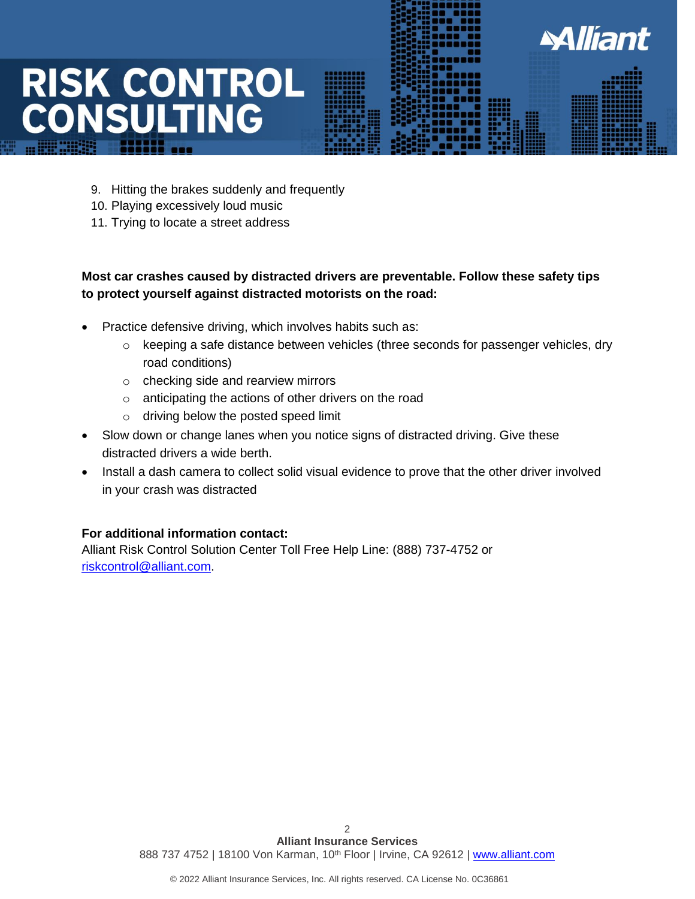9. Hitting the brakes suddenly and frequently
10. Playing excessively loud music
11. Trying to locate a street address

**Most car crashes caused by distracted drivers are preventable. Follow these safety tips to protect yourself against distracted motorists on the road:**

- Practice defensive driving, which involves habits such as:
  - keeping a safe distance between vehicles (three seconds for passenger vehicles, dry road conditions)
  - checking side and rearview mirrors
  - anticipating the actions of other drivers on the road
  - driving below the posted speed limit
- Slow down or change lanes when you notice signs of distracted driving. Give these distracted drivers a wide berth.
- Install a dash camera to collect solid visual evidence to prove that the other driver involved in your crash was distracted

**For additional information contact:**
Alliant Risk Control Solution Center Toll Free Help Line: (888) 737-4752 or riskcontrol@alliant.com.

**Alliant Insurance Services**
888 737 4752 | 18100 Von Karman, 10th Floor | Irvine, CA 92612 | www.alliant.com

© 2022 Alliant Insurance Services, Inc. All rights reserved. CA License No. 0C36861